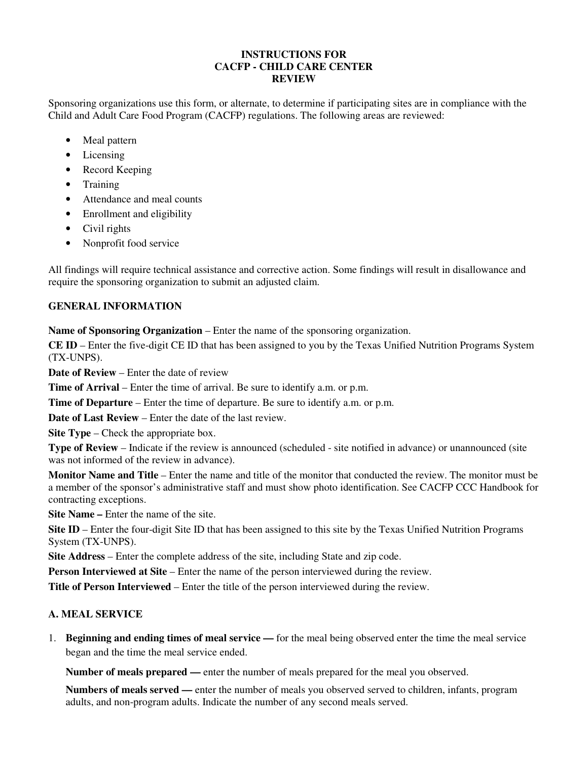# INSTRUCTIONS FOR CACFP - CHILD CARE CENTER REVIEW

Sponsoring organizations use this form, or alternate, to determine if participating sites are in compliance with the Child and Adult Care Food Program (CACFP) regulations. The following areas are reviewed:

- Meal pattern
- Licensing
- Record Keeping
- Training
- Attendance and meal counts
- Enrollment and eligibility
- Civil rights
- Nonprofit food service

All findings will require technical assistance and corrective action. Some findings will result in disallowance and require the sponsoring organization to submit an adjusted claim.

## GENERAL INFORMATION

**Name of Sponsoring Organization** – Enter the name of the sponsoring organization.

**CE ID** – Enter the five-digit CE ID that has been assigned to you by the Texas Unified Nutrition Programs System (TX-UNPS).

**Date of Review** – Enter the date of review

**Time of Arrival** – Enter the time of arrival. Be sure to identify a.m. or p.m.

**Time of Departure** – Enter the time of departure. Be sure to identify a.m. or p.m.

**Date of Last Review** – Enter the date of the last review.

**Site Type** – Check the appropriate box.

**Type of Review** – Indicate if the review is announced (scheduled - site notified in advance) or unannounced (site was not informed of the review in advance).

**Monitor Name and Title** – Enter the name and title of the monitor that conducted the review. The monitor must be a member of the sponsor's administrative staff and must show photo identification. See CACFP CCC Handbook for contracting exceptions.

**Site Name –** Enter the name of the site.

**Site ID** – Enter the four-digit Site ID that has been assigned to this site by the Texas Unified Nutrition Programs System (TX-UNPS).

**Site Address** – Enter the complete address of the site, including State and zip code.

**Person Interviewed at Site** – Enter the name of the person interviewed during the review.

**Title of Person Interviewed** – Enter the title of the person interviewed during the review.

## A. MEAL SERVICE

1. **Beginning and ending times of meal service —** for the meal being observed enter the time the meal service began and the time the meal service ended.

   **Number of meals prepared —** enter the number of meals prepared for the meal you observed.

   **Numbers of meals served —** enter the number of meals you observed served to children, infants, program adults, and non-program adults. Indicate the number of any second meals served.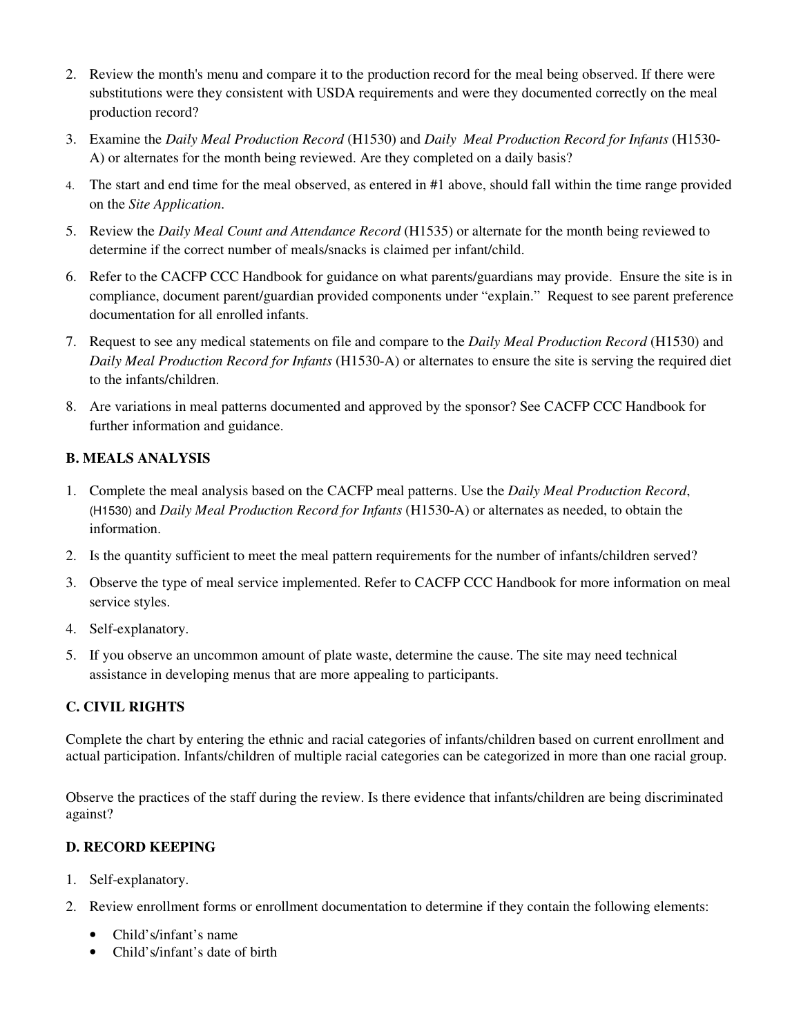2. Review the month's menu and compare it to the production record for the meal being observed. If there were substitutions were they consistent with USDA requirements and were they documented correctly on the meal production record?
3. Examine the *Daily Meal Production Record* (H1530) and *Daily Meal Production Record for Infants* (H1530-A) or alternates for the month being reviewed. Are they completed on a daily basis?
4. The start and end time for the meal observed, as entered in #1 above, should fall within the time range provided on the *Site Application*.
5. Review the *Daily Meal Count and Attendance Record* (H1535) or alternate for the month being reviewed to determine if the correct number of meals/snacks is claimed per infant/child.
6. Refer to the CACFP CCC Handbook for guidance on what parents/guardians may provide. Ensure the site is in compliance, document parent/guardian provided components under "explain." Request to see parent preference documentation for all enrolled infants.
7. Request to see any medical statements on file and compare to the *Daily Meal Production Record* (H1530) and *Daily Meal Production Record for Infants* (H1530-A) or alternates to ensure the site is serving the required diet to the infants/children.
8. Are variations in meal patterns documented and approved by the sponsor? See CACFP CCC Handbook for further information and guidance.

### B. MEALS ANALYSIS

1. Complete the meal analysis based on the CACFP meal patterns. Use the *Daily Meal Production Record*, (H1530) and *Daily Meal Production Record for Infants* (H1530-A) or alternates as needed, to obtain the information.
2. Is the quantity sufficient to meet the meal pattern requirements for the number of infants/children served?
3. Observe the type of meal service implemented. Refer to CACFP CCC Handbook for more information on meal service styles.
4. Self-explanatory.
5. If you observe an uncommon amount of plate waste, determine the cause. The site may need technical assistance in developing menus that are more appealing to participants.

### C. CIVIL RIGHTS

Complete the chart by entering the ethnic and racial categories of infants/children based on current enrollment and actual participation. Infants/children of multiple racial categories can be categorized in more than one racial group.

Observe the practices of the staff during the review. Is there evidence that infants/children are being discriminated against?

### D. RECORD KEEPING

1. Self-explanatory.
2. Review enrollment forms or enrollment documentation to determine if they contain the following elements:
   - Child's/infant's name
   - Child's/infant's date of birth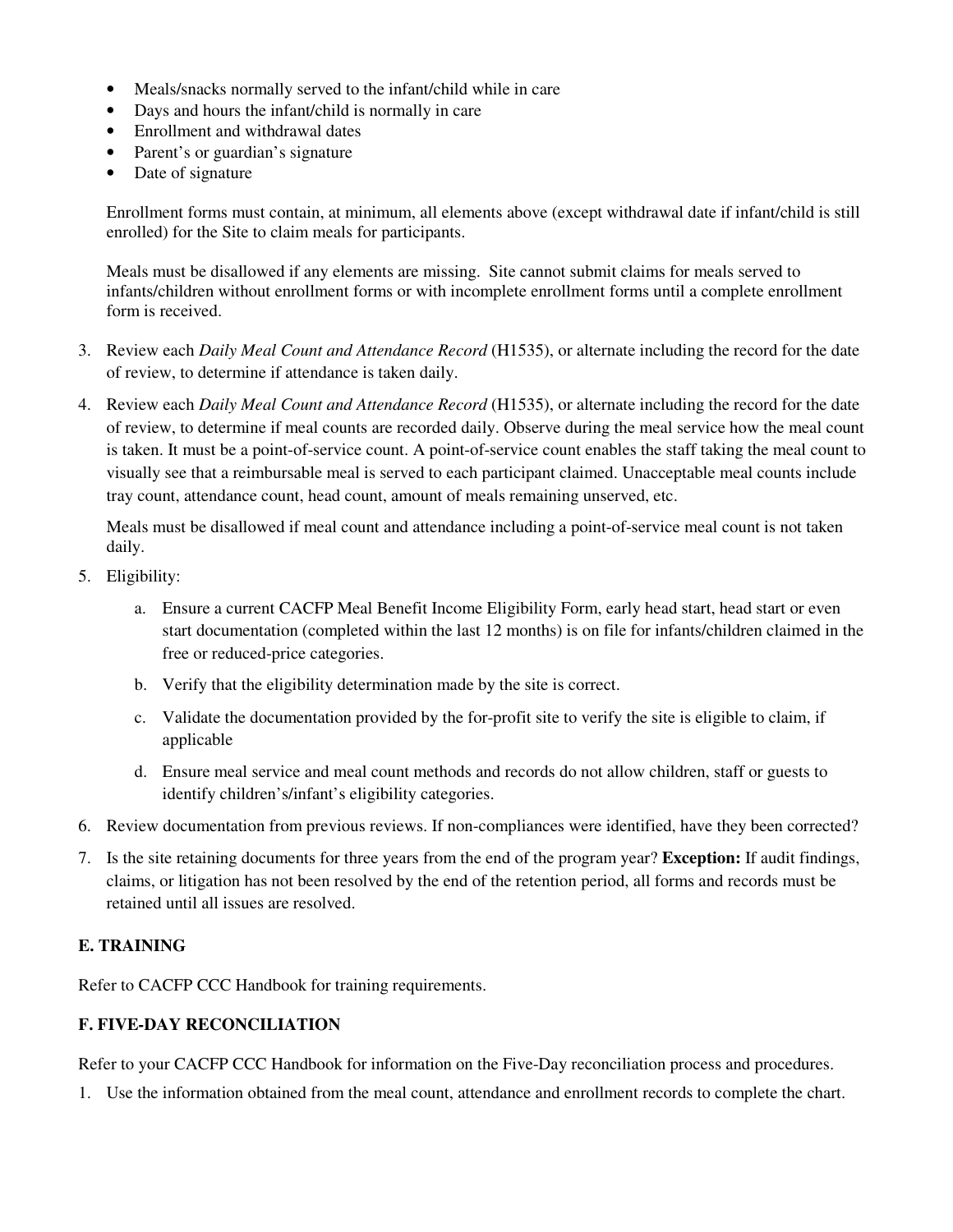- Meals/snacks normally served to the infant/child while in care
- Days and hours the infant/child is normally in care
- Enrollment and withdrawal dates
- Parent's or guardian's signature
- Date of signature

Enrollment forms must contain, at minimum, all elements above (except withdrawal date if infant/child is still enrolled) for the Site to claim meals for participants.

Meals must be disallowed if any elements are missing. Site cannot submit claims for meals served to infants/children without enrollment forms or with incomplete enrollment forms until a complete enrollment form is received.

3. Review each *Daily Meal Count and Attendance Record* (H1535), or alternate including the record for the date of review, to determine if attendance is taken daily.

4. Review each *Daily Meal Count and Attendance Record* (H1535), or alternate including the record for the date of review, to determine if meal counts are recorded daily. Observe during the meal service how the meal count is taken. It must be a point-of-service count. A point-of-service count enables the staff taking the meal count to visually see that a reimbursable meal is served to each participant claimed. Unacceptable meal counts include tray count, attendance count, head count, amount of meals remaining unserved, etc.

   Meals must be disallowed if meal count and attendance including a point-of-service meal count is not taken daily.

5. Eligibility:

   a. Ensure a current CACFP Meal Benefit Income Eligibility Form, early head start, head start or even start documentation (completed within the last 12 months) is on file for infants/children claimed in the free or reduced-price categories.

   b. Verify that the eligibility determination made by the site is correct.

   c. Validate the documentation provided by the for-profit site to verify the site is eligible to claim, if applicable

   d. Ensure meal service and meal count methods and records do not allow children, staff or guests to identify children's/infant's eligibility categories.

6. Review documentation from previous reviews. If non-compliances were identified, have they been corrected?

7. Is the site retaining documents for three years from the end of the program year? **Exception:** If audit findings, claims, or litigation has not been resolved by the end of the retention period, all forms and records must be retained until all issues are resolved.

## E. TRAINING

Refer to CACFP CCC Handbook for training requirements.

## F. FIVE-DAY RECONCILIATION

Refer to your CACFP CCC Handbook for information on the Five-Day reconciliation process and procedures.

1. Use the information obtained from the meal count, attendance and enrollment records to complete the chart.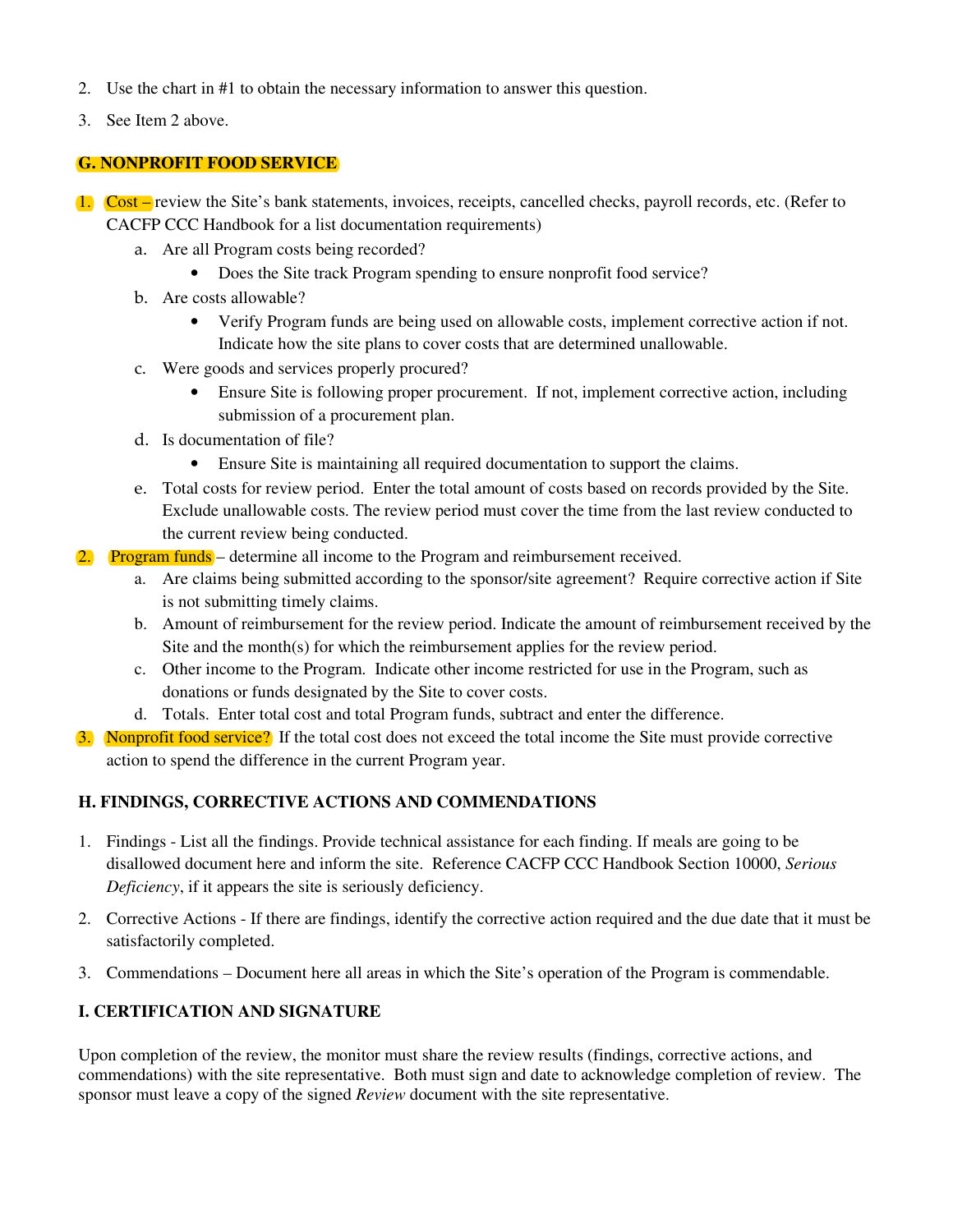2. Use the chart in #1 to obtain the necessary information to answer this question.

3. See Item 2 above.

## G. NONPROFIT FOOD SERVICE

1. Cost – review the Site's bank statements, invoices, receipts, cancelled checks, payroll records, etc. (Refer to CACFP CCC Handbook for a list documentation requirements)
   a. Are all Program costs being recorded?
      - Does the Site track Program spending to ensure nonprofit food service?
   b. Are costs allowable?
      - Verify Program funds are being used on allowable costs, implement corrective action if not. Indicate how the site plans to cover costs that are determined unallowable.
   c. Were goods and services properly procured?
      - Ensure Site is following proper procurement. If not, implement corrective action, including submission of a procurement plan.
   d. Is documentation of file?
      - Ensure Site is maintaining all required documentation to support the claims.
   e. Total costs for review period. Enter the total amount of costs based on records provided by the Site. Exclude unallowable costs. The review period must cover the time from the last review conducted to the current review being conducted.
2. Program funds – determine all income to the Program and reimbursement received.
   a. Are claims being submitted according to the sponsor/site agreement? Require corrective action if Site is not submitting timely claims.
   b. Amount of reimbursement for the review period. Indicate the amount of reimbursement received by the Site and the month(s) for which the reimbursement applies for the review period.
   c. Other income to the Program. Indicate other income restricted for use in the Program, such as donations or funds designated by the Site to cover costs.
   d. Totals. Enter total cost and total Program funds, subtract and enter the difference.
3. Nonprofit food service? If the total cost does not exceed the total income the Site must provide corrective action to spend the difference in the current Program year.

## H. FINDINGS, CORRECTIVE ACTIONS AND COMMENDATIONS

1. Findings - List all the findings. Provide technical assistance for each finding. If meals are going to be disallowed document here and inform the site. Reference CACFP CCC Handbook Section 10000, *Serious Deficiency*, if it appears the site is seriously deficiency.

2. Corrective Actions - If there are findings, identify the corrective action required and the due date that it must be satisfactorily completed.

3. Commendations – Document here all areas in which the Site's operation of the Program is commendable.

## I. CERTIFICATION AND SIGNATURE

Upon completion of the review, the monitor must share the review results (findings, corrective actions, and commendations) with the site representative. Both must sign and date to acknowledge completion of review. The sponsor must leave a copy of the signed *Review* document with the site representative.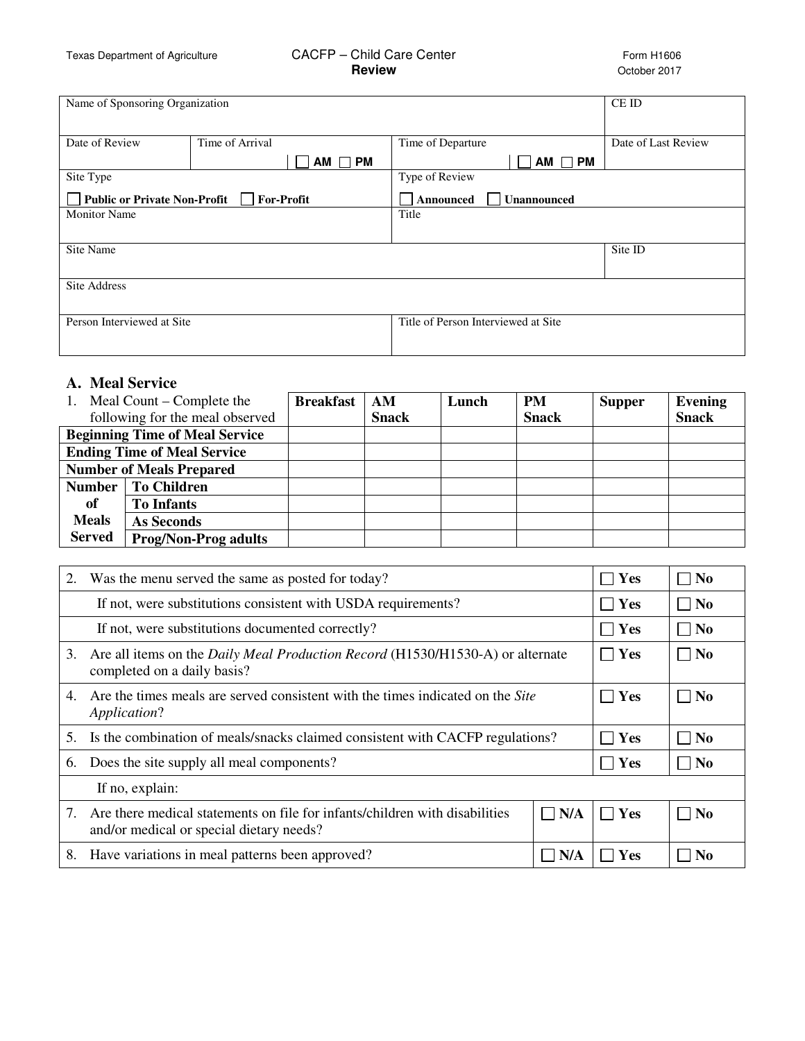Texas Department of Agriculture

CACFP – Child Care Center
**Review**

Form H1606
October 2017

| Name of Sponsoring Organization | | | CE ID |
|---|---|---|---|
| Date of Review | Time of Arrival ☐ AM ☐ PM | Time of Departure ☐ AM ☐ PM | Date of Last Review |
| Site Type ☐ **Public or Private Non-Profit** ☐ **For-Profit** | | Type of Review ☐ **Announced** ☐ **Unannounced** | |
| Monitor Name | | Title | |
| Site Name | | | Site ID |
| Site Address | | | |
| Person Interviewed at Site | | Title of Person Interviewed at Site | |

## A. Meal Service

| 1. Meal Count – Complete the following for the meal observed | | Breakfast | AM Snack | Lunch | PM Snack | Supper | Evening Snack |
|---|---|---|---|---|---|---|---|
| **Beginning Time of Meal Service** | | | | | | | |
| **Ending Time of Meal Service** | | | | | | | |
| **Number of Meals Prepared** | | | | | | | |
| **Number of Meals Served** | **To Children** | | | | | | |
| | **To Infants** | | | | | | |
| | **As Seconds** | | | | | | |
| | **Prog/Non-Prog adults** | | | | | | |

| | | | |
|---|---|---|---|
| 2. Was the menu served the same as posted for today? | | ☐ **Yes** | ☐ **No** |
| If not, were substitutions consistent with USDA requirements? | | ☐ **Yes** | ☐ **No** |
| If not, were substitutions documented correctly? | | ☐ **Yes** | ☐ **No** |
| 3. Are all items on the *Daily Meal Production Record* (H1530/H1530-A) or alternate completed on a daily basis? | | ☐ **Yes** | ☐ **No** |
| 4. Are the times meals are served consistent with the times indicated on the *Site Application*? | | ☐ **Yes** | ☐ **No** |
| 5. Is the combination of meals/snacks claimed consistent with CACFP regulations? | | ☐ **Yes** | ☐ **No** |
| 6. Does the site supply all meal components? | | ☐ **Yes** | ☐ **No** |
| If no, explain: | | | |
| 7. Are there medical statements on file for infants/children with disabilities and/or medical or special dietary needs? | ☐ **N/A** | ☐ **Yes** | ☐ **No** |
| 8. Have variations in meal patterns been approved? | ☐ **N/A** | ☐ **Yes** | ☐ **No** |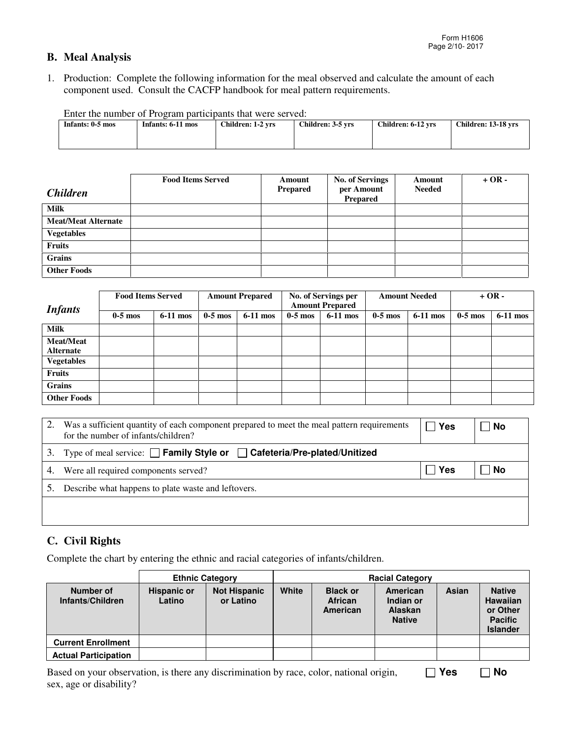## B. Meal Analysis

1. Production: Complete the following information for the meal observed and calculate the amount of each component used. Consult the CACFP handbook for meal pattern requirements.

Enter the number of Program participants that were served:

| Infants: 0-5 mos | Infants: 6-11 mos | Children: 1-2 yrs | Children: 3-5 yrs | Children: 6-12 yrs | Children: 13-18 yrs |
|---|---|---|---|---|---|
| | | | | | |

| *Children* | Food Items Served | Amount Prepared | No. of Servings per Amount Prepared | Amount Needed | + OR - |
|---|---|---|---|---|---|
| **Milk** | | | | | |
| **Meat/Meat Alternate** | | | | | |
| **Vegetables** | | | | | |
| **Fruits** | | | | | |
| **Grains** | | | | | |
| **Other Foods** | | | | | |

| *Infants* | Food Items Served | | Amount Prepared | | No. of Servings per Amount Prepared | | Amount Needed | | + OR - | |
|---|---|---|---|---|---|---|---|---|---|---|
| | 0-5 mos | 6-11 mos | 0-5 mos | 6-11 mos | 0-5 mos | 6-11 mos | 0-5 mos | 6-11 mos | 0-5 mos | 6-11 mos |
| **Milk** | | | | | | | | | | |
| **Meat/Meat Alternate** | | | | | | | | | | |
| **Vegetables** | | | | | | | | | | |
| **Fruits** | | | | | | | | | | |
| **Grains** | | | | | | | | | | |
| **Other Foods** | | | | | | | | | | |

2. Was a sufficient quantity of each component prepared to meet the meal pattern requirements for the number of infants/children? ☐ **Yes** ☐ **No**

3. Type of meal service: ☐ **Family Style or** ☐ **Cafeteria/Pre-plated/Unitized**

4. Were all required components served? ☐ **Yes** ☐ **No**

5. Describe what happens to plate waste and leftovers.

## C. Civil Rights

Complete the chart by entering the ethnic and racial categories of infants/children.

| | **Ethnic Category** | | **Racial Category** | | | | |
|---|---|---|---|---|---|---|---|
| **Number of Infants/Children** | **Hispanic or Latino** | **Not Hispanic or Latino** | **White** | **Black or African American** | **American Indian or Alaskan Native** | **Asian** | **Native Hawaiian or Other Pacific Islander** |
| **Current Enrollment** | | | | | | | |
| **Actual Participation** | | | | | | | |

Based on your observation, is there any discrimination by race, color, national origin, sex, age or disability? ☐ **Yes** ☐ **No**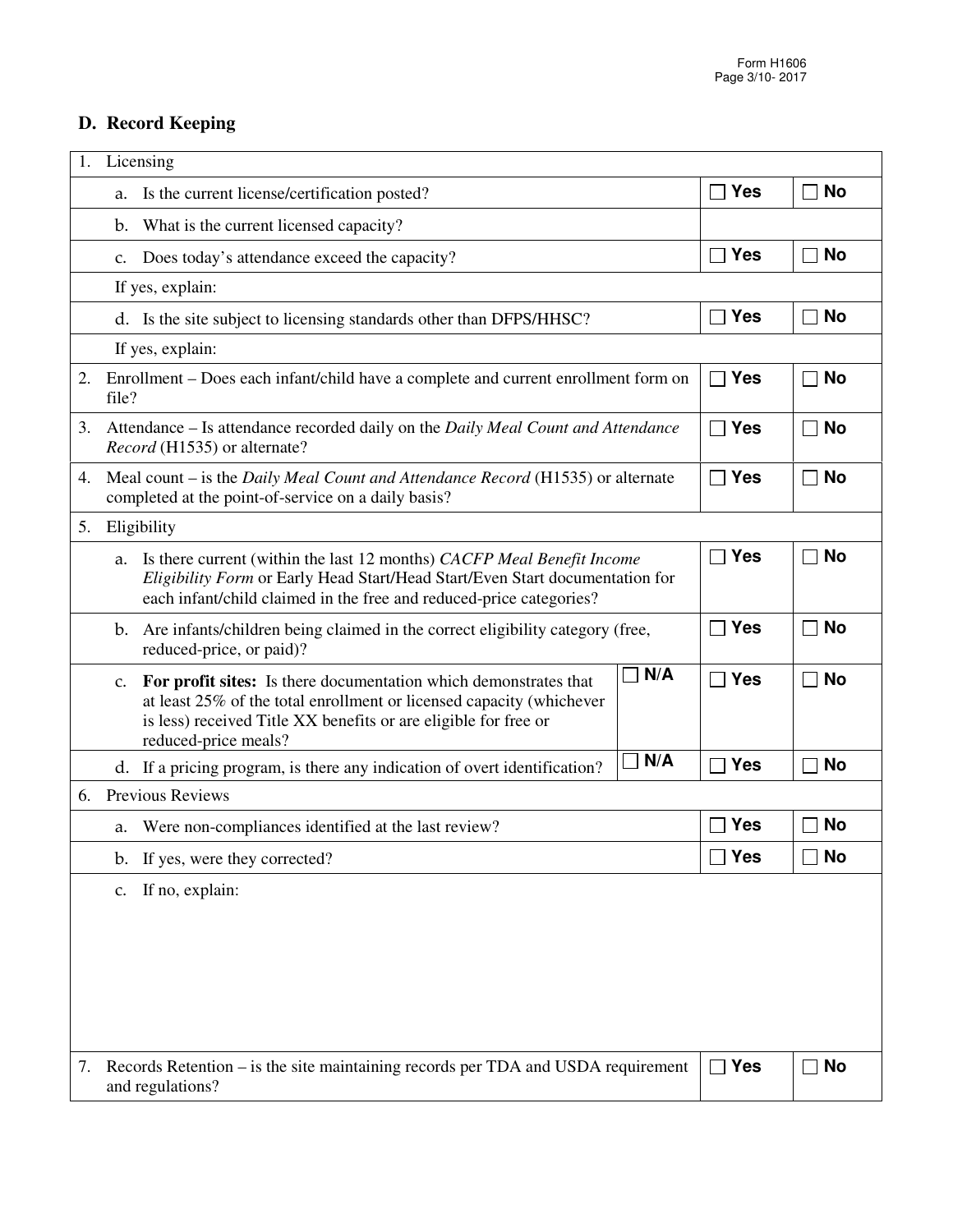## D. Record Keeping

| | | | |
|---|---|---|---|
| 1. Licensing | | | |
| a. Is the current license/certification posted? | | ☐ **Yes** | ☐ **No** |
| b. What is the current licensed capacity? | | | |
| c. Does today's attendance exceed the capacity? | | ☐ **Yes** | ☐ **No** |
| If yes, explain: | | | |
| d. Is the site subject to licensing standards other than DFPS/HHSC? | | ☐ **Yes** | ☐ **No** |
| If yes, explain: | | | |
| 2. Enrollment – Does each infant/child have a complete and current enrollment form on file? | | ☐ **Yes** | ☐ **No** |
| 3. Attendance – Is attendance recorded daily on the *Daily Meal Count and Attendance Record* (H1535) or alternate? | | ☐ **Yes** | ☐ **No** |
| 4. Meal count – is the *Daily Meal Count and Attendance Record* (H1535) or alternate completed at the point-of-service on a daily basis? | | ☐ **Yes** | ☐ **No** |
| 5. Eligibility | | | |
| a. Is there current (within the last 12 months) *CACFP Meal Benefit Income Eligibility Form* or Early Head Start/Head Start/Even Start documentation for each infant/child claimed in the free and reduced-price categories? | | ☐ **Yes** | ☐ **No** |
| b. Are infants/children being claimed in the correct eligibility category (free, reduced-price, or paid)? | | ☐ **Yes** | ☐ **No** |
| c. **For profit sites:** Is there documentation which demonstrates that at least 25% of the total enrollment or licensed capacity (whichever is less) received Title XX benefits or are eligible for free or reduced-price meals? | ☐ **N/A** | ☐ **Yes** | ☐ **No** |
| d. If a pricing program, is there any indication of overt identification? | ☐ **N/A** | ☐ **Yes** | ☐ **No** |
| 6. Previous Reviews | | | |
| a. Were non-compliances identified at the last review? | | ☐ **Yes** | ☐ **No** |
| b. If yes, were they corrected? | | ☐ **Yes** | ☐ **No** |
| c. If no, explain: | | | |
| 7. Records Retention – is the site maintaining records per TDA and USDA requirement and regulations? | | ☐ **Yes** | ☐ **No** |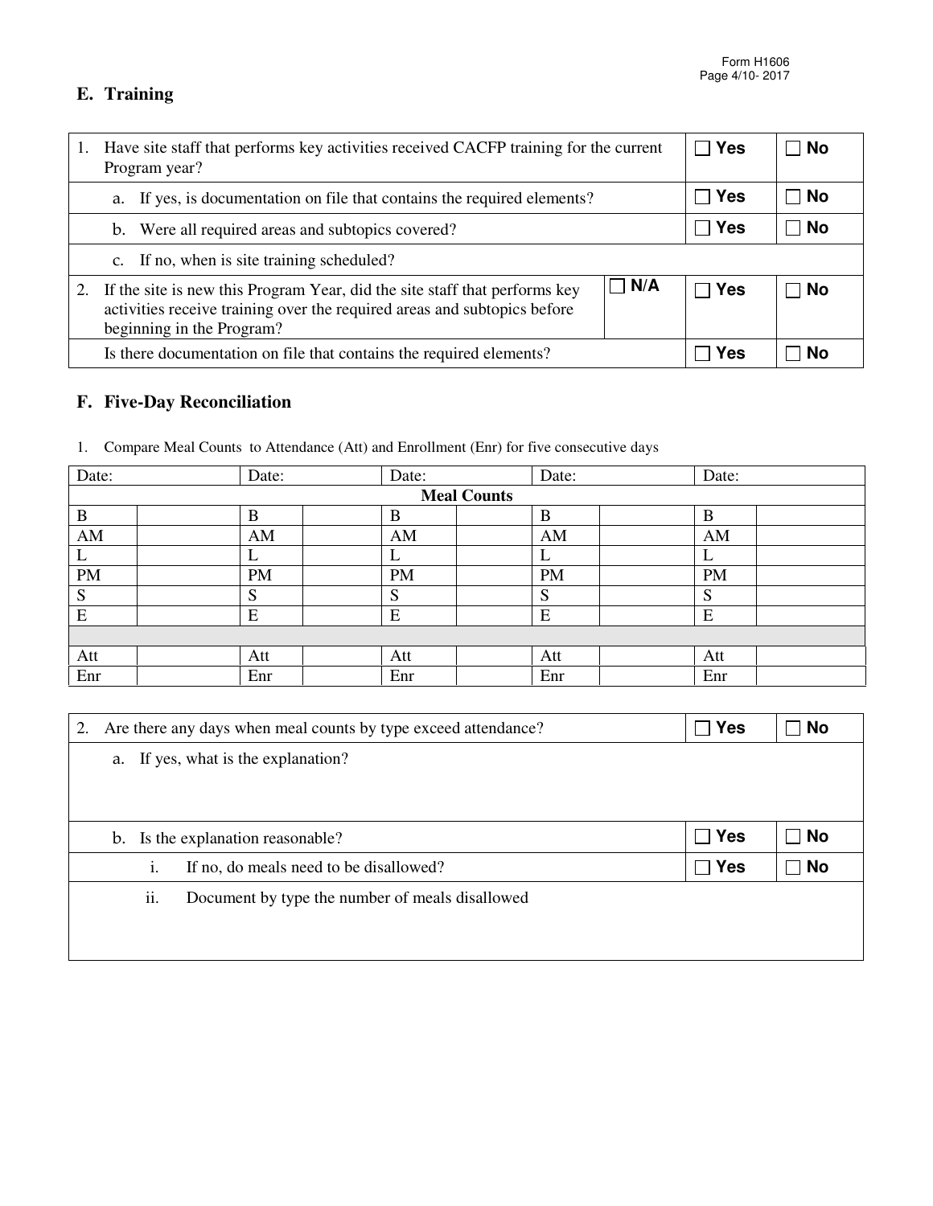## E. Training

| | | | |
|---|---|---|---|
| 1. Have site staff that performs key activities received CACFP training for the current Program year? | | ☐ Yes | ☐ No |
| a. If yes, is documentation on file that contains the required elements? | | ☐ Yes | ☐ No |
| b. Were all required areas and subtopics covered? | | ☐ Yes | ☐ No |
| c. If no, when is site training scheduled? | | | |
| 2. If the site is new this Program Year, did the site staff that performs key activities receive training over the required areas and subtopics before beginning in the Program? | ☐ N/A | ☐ Yes | ☐ No |
| Is there documentation on file that contains the required elements? | | ☐ Yes | ☐ No |

## F. Five-Day Reconciliation

1. Compare Meal Counts to Attendance (Att) and Enrollment (Enr) for five consecutive days

| Date: | | Date: | | Date: | | Date: | | Date: | |
|---|---|---|---|---|---|---|---|---|---|
| **Meal Counts** | | | | | | | | | |
| B | | B | | B | | B | | B | |
| AM | | AM | | AM | | AM | | AM | |
| L | | L | | L | | L | | L | |
| PM | | PM | | PM | | PM | | PM | |
| S | | S | | S | | S | | S | |
| E | | E | | E | | E | | E | |
| | | | | | | | | | |
| Att | | Att | | Att | | Att | | Att | |
| Enr | | Enr | | Enr | | Enr | | Enr | |

| | | |
|---|---|---|
| 2. Are there any days when meal counts by type exceed attendance? | ☐ Yes | ☐ No |
| a. If yes, what is the explanation? | | |
| b. Is the explanation reasonable? | ☐ Yes | ☐ No |
| i. If no, do meals need to be disallowed? | ☐ Yes | ☐ No |
| ii. Document by type the number of meals disallowed | | |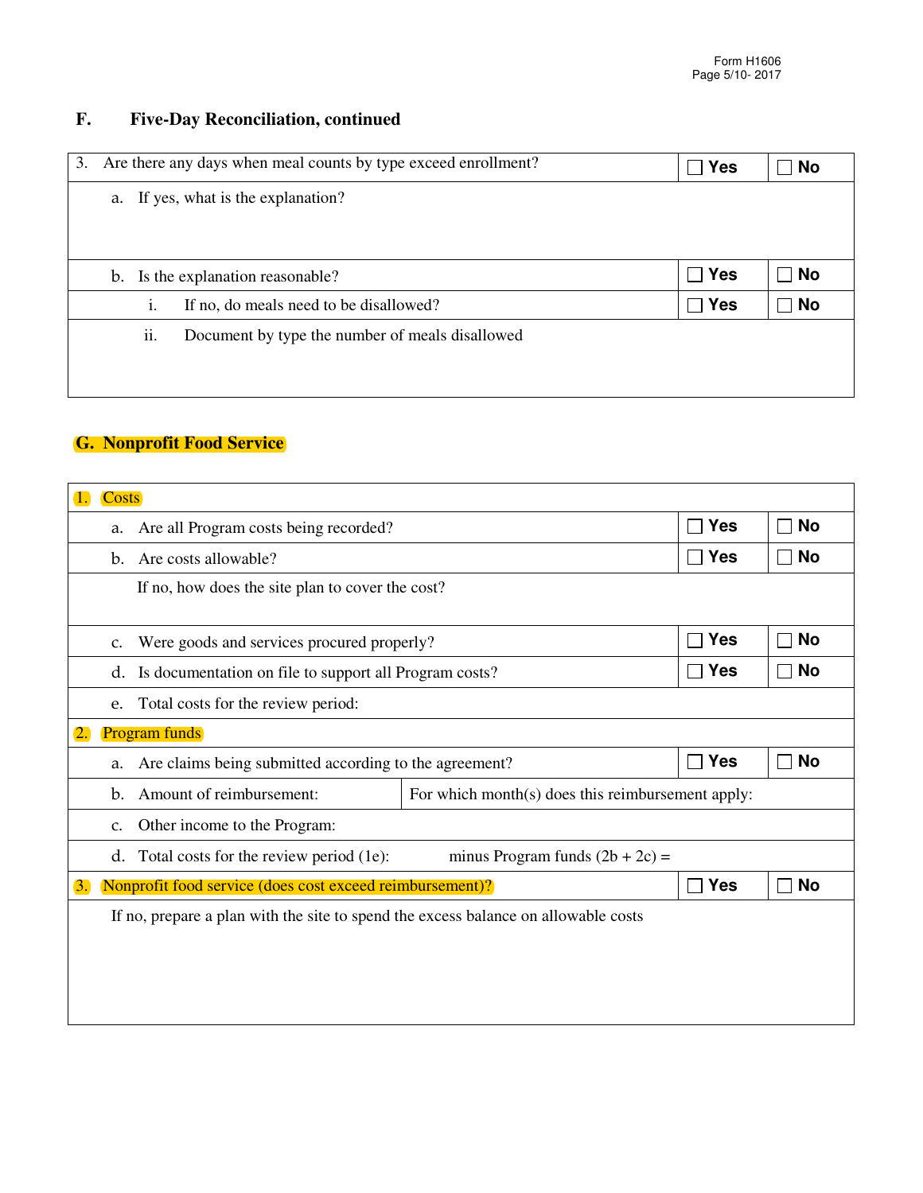## F. Five-Day Reconciliation, continued

| | | |
|---|---|---|
| 3. Are there any days when meal counts by type exceed enrollment? | ☐ Yes | ☐ No |
| a. If yes, what is the explanation? | | |
| b. Is the explanation reasonable? | ☐ Yes | ☐ No |
| i. If no, do meals need to be disallowed? | ☐ Yes | ☐ No |
| ii. Document by type the number of meals disallowed | | |

## G. Nonprofit Food Service

| | | |
|---|---|---|
| 1. Costs | | |
| a. Are all Program costs being recorded? | ☐ Yes | ☐ No |
| b. Are costs allowable? | ☐ Yes | ☐ No |
| If no, how does the site plan to cover the cost? | | |
| c. Were goods and services procured properly? | ☐ Yes | ☐ No |
| d. Is documentation on file to support all Program costs? | ☐ Yes | ☐ No |
| e. Total costs for the review period: | | |
| 2. Program funds | | |
| a. Are claims being submitted according to the agreement? | ☐ Yes | ☐ No |
| b. Amount of reimbursement: For which month(s) does this reimbursement apply: | | |
| c. Other income to the Program: | | |
| d. Total costs for the review period (1e): minus Program funds (2b + 2c) = | | |
| 3. Nonprofit food service (does cost exceed reimbursement)? | ☐ Yes | ☐ No |
| If no, prepare a plan with the site to spend the excess balance on allowable costs | | |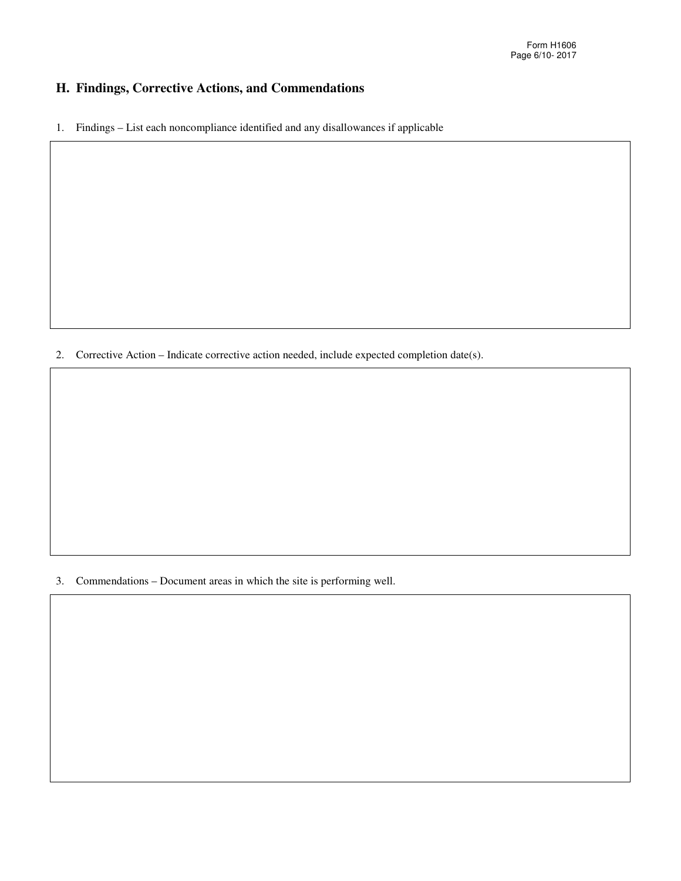## H. Findings, Corrective Actions, and Commendations

1. Findings – List each noncompliance identified and any disallowances if applicable

2. Corrective Action – Indicate corrective action needed, include expected completion date(s).

3. Commendations – Document areas in which the site is performing well.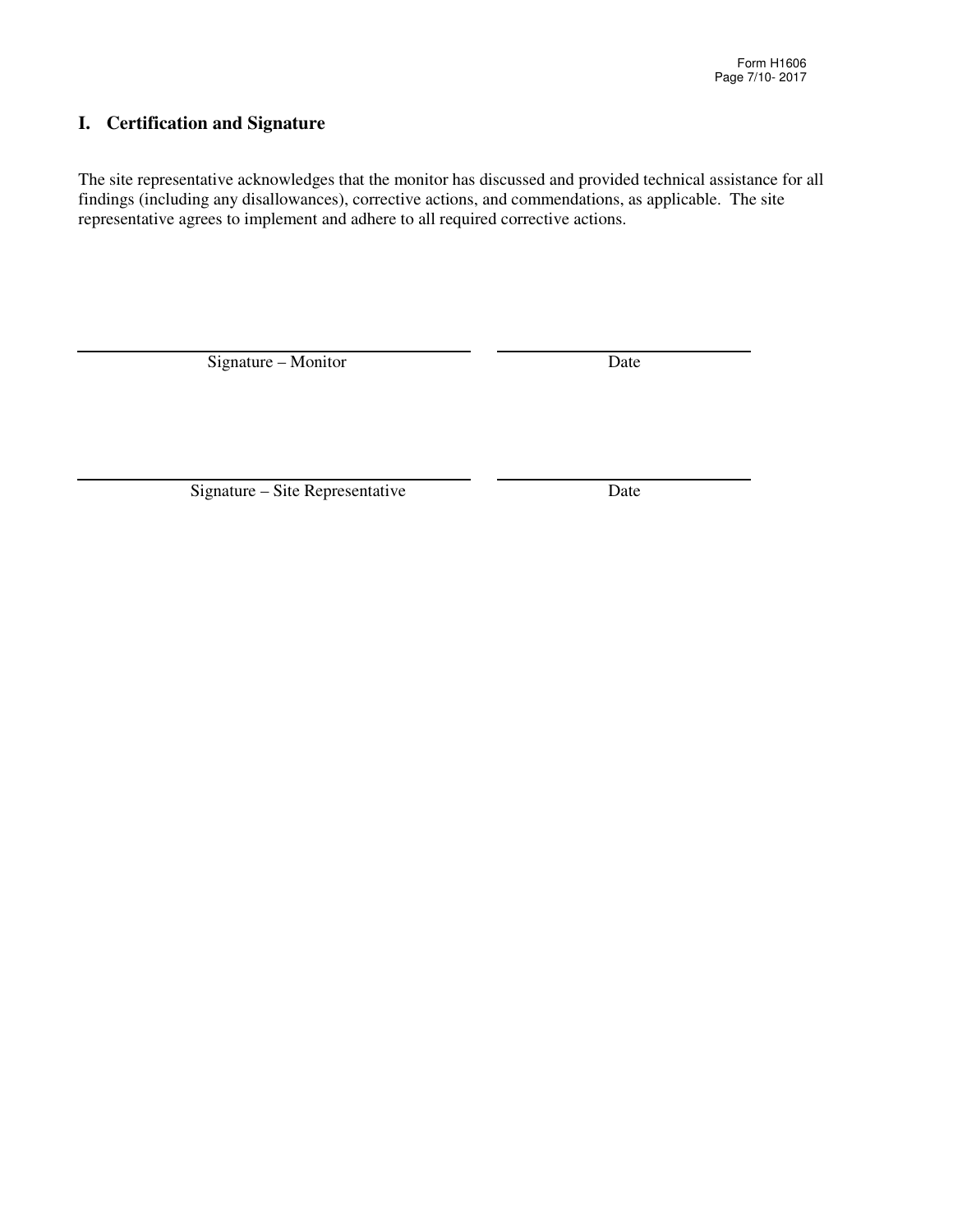## I. Certification and Signature

The site representative acknowledges that the monitor has discussed and provided technical assistance for all findings (including any disallowances), corrective actions, and commendations, as applicable. The site representative agrees to implement and adhere to all required corrective actions.

| | |
|---|---|
| Signature – Monitor | Date |
| Signature – Site Representative | Date |